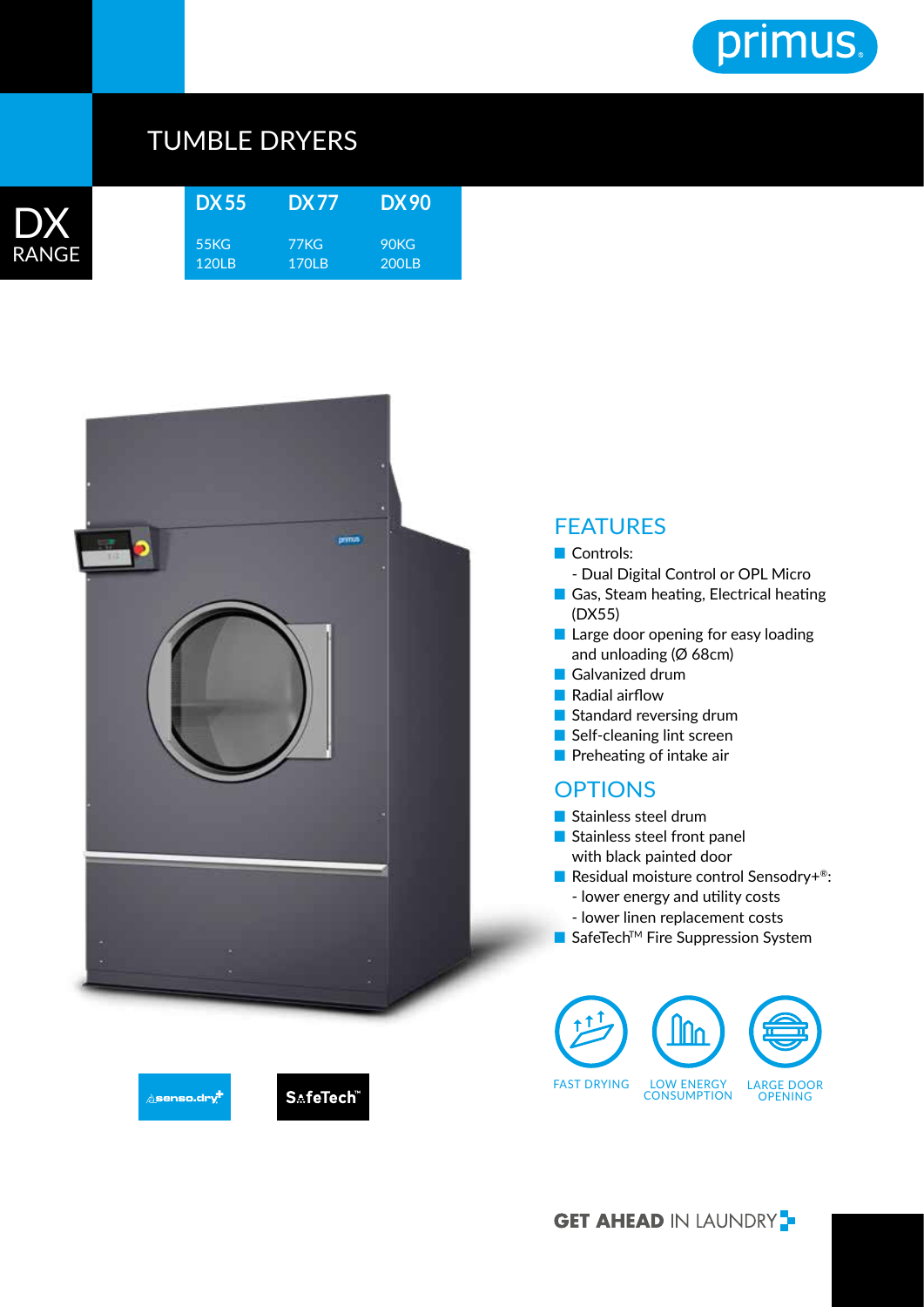# TUMBLE DRYERS

## DX RANGE

| DX 55 | DX 77 | DX 90 |
|---|---|---|
| 55KG | 77KG | 90KG |
| 120LB | 170LB | 200LB |

## FEATURES

- Controls:
  - Dual Digital Control or OPL Micro
- Gas, Steam heating, Electrical heating (DX55)
- Large door opening for easy loading and unloading (Ø 68cm)
- Galvanized drum
- Radial airflow
- Standard reversing drum
- Self-cleaning lint screen
- Preheating of intake air

## OPTIONS

- Stainless steel drum
- Stainless steel front panel with black painted door
- Residual moisture control Sensodry+®:
  - lower energy and utility costs
  - lower linen replacement costs
- SafeTech™ Fire Suppression System

FAST DRYING

LOW ENERGY CONSUMPTION

LARGE DOOR OPENING

senso.dry+

SafeTech™

**GET AHEAD** IN LAUNDRY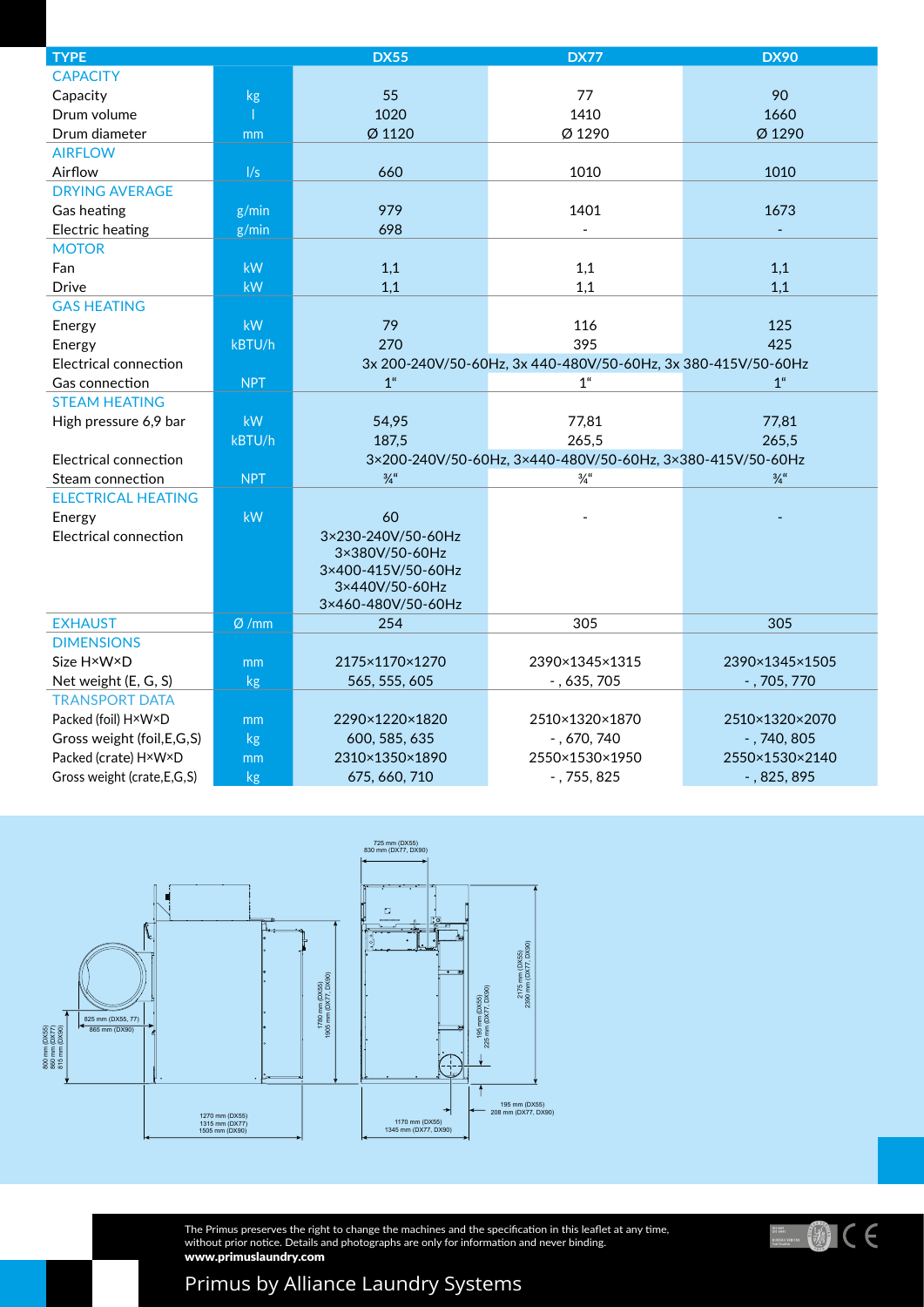| TYPE | | DX55 | DX77 | DX90 |
|---|---|---|---|---|
| **CAPACITY** | | | | |
| Capacity | kg | 55 | 77 | 90 |
| Drum volume | l | 1020 | 1410 | 1660 |
| Drum diameter | mm | Ø 1120 | Ø 1290 | Ø 1290 |
| **AIRFLOW** | | | | |
| Airflow | l/s | 660 | 1010 | 1010 |
| **DRYING AVERAGE** | | | | |
| Gas heating | g/min | 979 | 1401 | 1673 |
| Electric heating | g/min | 698 | - | - |
| **MOTOR** | | | | |
| Fan | kW | 1,1 | 1,1 | 1,1 |
| Drive | kW | 1,1 | 1,1 | 1,1 |
| **GAS HEATING** | | | | |
| Energy | kW | 79 | 116 | 125 |
| Energy | kBTU/h | 270 | 395 | 425 |
| Electrical connection | | 3x 200-240V/50-60Hz, 3x 440-480V/50-60Hz, 3x 380-415V/50-60Hz | | |
| Gas connection | NPT | 1" | 1" | 1" |
| **STEAM HEATING** | | | | |
| High pressure 6,9 bar | kW | 54,95 | 77,81 | 77,81 |
| | kBTU/h | 187,5 | 265,5 | 265,5 |
| Electrical connection | | 3×200-240V/50-60Hz, 3×440-480V/50-60Hz, 3×380-415V/50-60Hz | | |
| Steam connection | NPT | ¾" | ¾" | ¾" |
| **ELECTRICAL HEATING** | | | | |
| Energy | kW | 60 | - | - |
| Electrical connection | | 3×230-240V/50-60Hz<br>3×380V/50-60Hz<br>3×400-415V/50-60Hz<br>3×440V/50-60Hz<br>3×460-480V/50-60Hz | | |
| **EXHAUST** | Ø /mm | 254 | 305 | 305 |
| **DIMENSIONS** | | | | |
| Size H×W×D | mm | 2175×1170×1270 | 2390×1345×1315 | 2390×1345×1505 |
| Net weight (E, G, S) | kg | 565, 555, 605 | - , 635, 705 | - , 705, 770 |
| **TRANSPORT DATA** | | | | |
| Packed (foil) H×W×D | mm | 2290×1220×1820 | 2510×1320×1870 | 2510×1320×2070 |
| Gross weight (foil,E,G,S) | kg | 600, 585, 635 | - , 670, 740 | - , 740, 805 |
| Packed (crate) H×W×D | mm | 2310×1350×1890 | 2550×1530×1950 | 2550×1530×2140 |
| Gross weight (crate,E,G,S) | kg | 675, 660, 710 | - , 755, 825 | - , 825, 895 |

725 mm (DX55)
830 mm (DX77, DX90)

825 mm (DX55, 77)
865 mm (DX90)

800 mm (DX55)
860 mm (DX77)
815 mm (DX90)

1780 mm (DX55)
1905 mm (DX77, DX90)

195 mm (DX55)
225 mm (DX77, DX90)

2175 mm (DX55)
2390 mm (DX77, DX90)

195 mm (DX55)
208 mm (DX77, DX90)

1270 mm (DX55)
1315 mm (DX77)
1505 mm (DX90)

1170 mm (DX55)
1345 mm (DX77, DX90)

The Primus preserves the right to change the machines and the specification in this leaflet at any time, without prior notice. Details and photographs are only for information and never binding.
**www.primuslaundry.com**

Primus by Alliance Laundry Systems